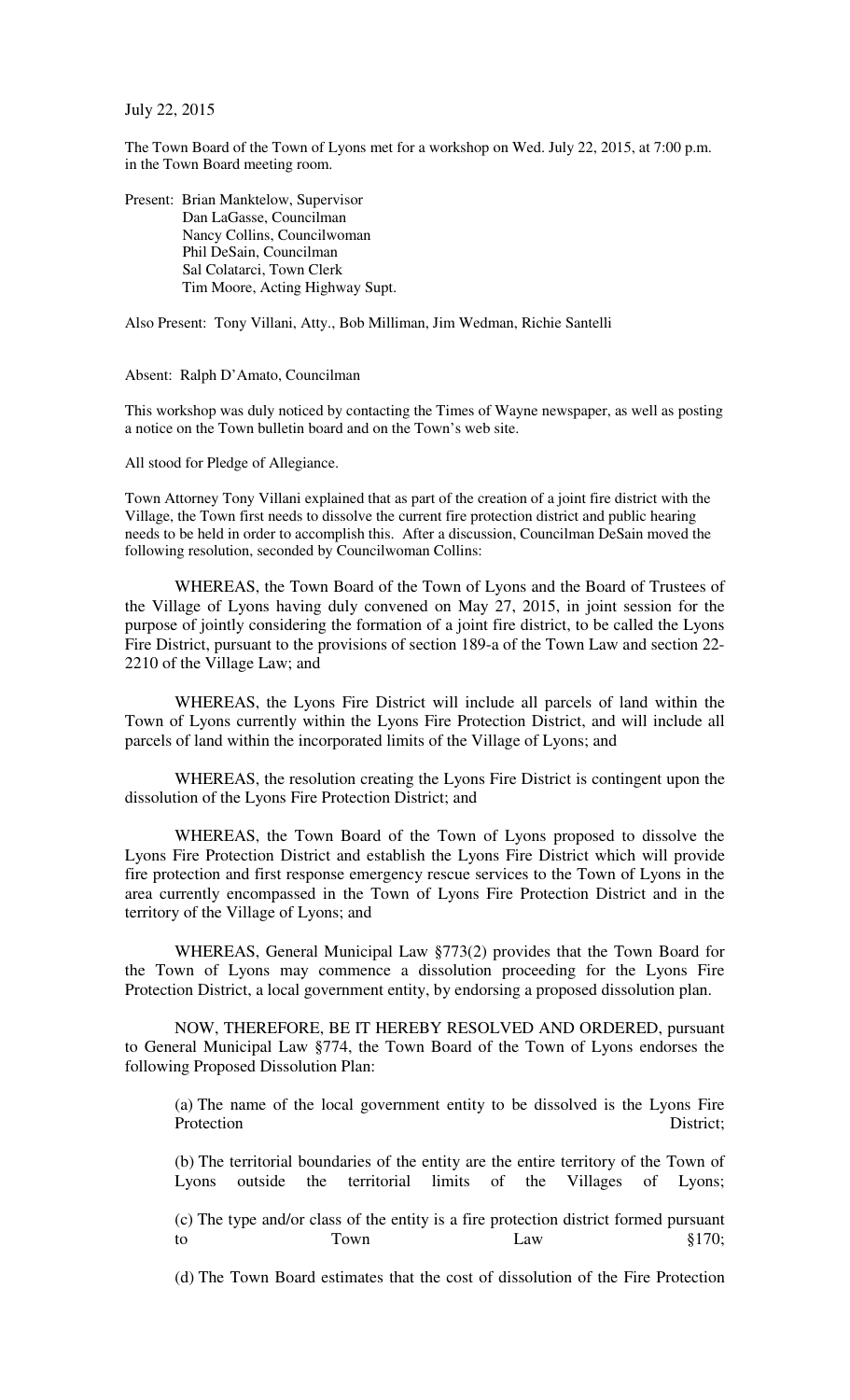July 22, 2015

The Town Board of the Town of Lyons met for a workshop on Wed. July 22, 2015, at 7:00 p.m. in the Town Board meeting room.

Present: Brian Manktelow, Supervisor
Dan LaGasse, Councilman
Nancy Collins, Councilwoman
Phil DeSain, Councilman
Sal Colatarci, Town Clerk
Tim Moore, Acting Highway Supt.

Also Present: Tony Villani, Atty., Bob Milliman, Jim Wedman, Richie Santelli

Absent: Ralph D'Amato, Councilman

This workshop was duly noticed by contacting the Times of Wayne newspaper, as well as posting a notice on the Town bulletin board and on the Town's web site.

All stood for Pledge of Allegiance.

Town Attorney Tony Villani explained that as part of the creation of a joint fire district with the Village, the Town first needs to dissolve the current fire protection district and public hearing needs to be held in order to accomplish this. After a discussion, Councilman DeSain moved the following resolution, seconded by Councilwoman Collins:

WHEREAS, the Town Board of the Town of Lyons and the Board of Trustees of the Village of Lyons having duly convened on May 27, 2015, in joint session for the purpose of jointly considering the formation of a joint fire district, to be called the Lyons Fire District, pursuant to the provisions of section 189-a of the Town Law and section 22-2210 of the Village Law; and

WHEREAS, the Lyons Fire District will include all parcels of land within the Town of Lyons currently within the Lyons Fire Protection District, and will include all parcels of land within the incorporated limits of the Village of Lyons; and

WHEREAS, the resolution creating the Lyons Fire District is contingent upon the dissolution of the Lyons Fire Protection District; and

WHEREAS, the Town Board of the Town of Lyons proposed to dissolve the Lyons Fire Protection District and establish the Lyons Fire District which will provide fire protection and first response emergency rescue services to the Town of Lyons in the area currently encompassed in the Town of Lyons Fire Protection District and in the territory of the Village of Lyons; and

WHEREAS, General Municipal Law §773(2) provides that the Town Board for the Town of Lyons may commence a dissolution proceeding for the Lyons Fire Protection District, a local government entity, by endorsing a proposed dissolution plan.

NOW, THEREFORE, BE IT HEREBY RESOLVED AND ORDERED, pursuant to General Municipal Law §774, the Town Board of the Town of Lyons endorses the following Proposed Dissolution Plan:

(a) The name of the local government entity to be dissolved is the Lyons Fire Protection District;

(b) The territorial boundaries of the entity are the entire territory of the Town of Lyons outside the territorial limits of the Villages of Lyons;

(c) The type and/or class of the entity is a fire protection district formed pursuant to Town Law §170;

(d) The Town Board estimates that the cost of dissolution of the Fire Protection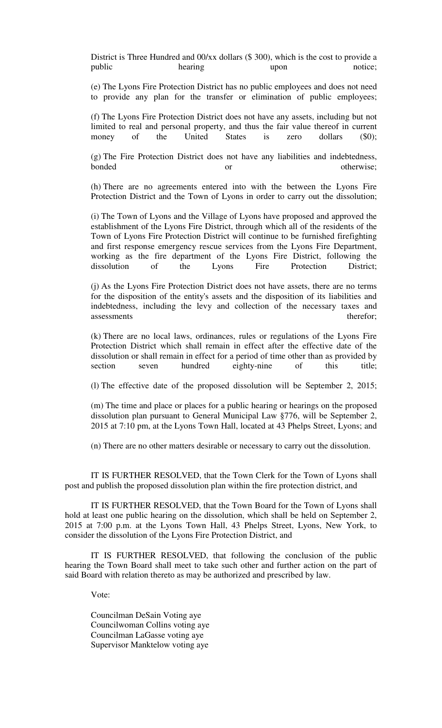District is Three Hundred and 00/xx dollars ($ 300), which is the cost to provide a public hearing upon notice;

(e) The Lyons Fire Protection District has no public employees and does not need to provide any plan for the transfer or elimination of public employees;

(f) The Lyons Fire Protection District does not have any assets, including but not limited to real and personal property, and thus the fair value thereof in current money of the United States is zero dollars ($0);

(g) The Fire Protection District does not have any liabilities and indebtedness, bonded or otherwise;

(h) There are no agreements entered into with the between the Lyons Fire Protection District and the Town of Lyons in order to carry out the dissolution;

(i) The Town of Lyons and the Village of Lyons have proposed and approved the establishment of the Lyons Fire District, through which all of the residents of the Town of Lyons Fire Protection District will continue to be furnished firefighting and first response emergency rescue services from the Lyons Fire Department, working as the fire department of the Lyons Fire District, following the dissolution of the Lyons Fire Protection District;

(j) As the Lyons Fire Protection District does not have assets, there are no terms for the disposition of the entity's assets and the disposition of its liabilities and indebtedness, including the levy and collection of the necessary taxes and assessments therefor;

(k) There are no local laws, ordinances, rules or regulations of the Lyons Fire Protection District which shall remain in effect after the effective date of the dissolution or shall remain in effect for a period of time other than as provided by section seven hundred eighty-nine of this title;

(l) The effective date of the proposed dissolution will be September 2, 2015;

(m) The time and place or places for a public hearing or hearings on the proposed dissolution plan pursuant to General Municipal Law §776, will be September 2, 2015 at 7:10 pm, at the Lyons Town Hall, located at 43 Phelps Street, Lyons; and

(n) There are no other matters desirable or necessary to carry out the dissolution.

IT IS FURTHER RESOLVED, that the Town Clerk for the Town of Lyons shall post and publish the proposed dissolution plan within the fire protection district, and

IT IS FURTHER RESOLVED, that the Town Board for the Town of Lyons shall hold at least one public hearing on the dissolution, which shall be held on September 2, 2015 at 7:00 p.m. at the Lyons Town Hall, 43 Phelps Street, Lyons, New York, to consider the dissolution of the Lyons Fire Protection District, and

IT IS FURTHER RESOLVED, that following the conclusion of the public hearing the Town Board shall meet to take such other and further action on the part of said Board with relation thereto as may be authorized and prescribed by law.

Vote:

Councilman DeSain Voting aye
Councilwoman Collins voting aye
Councilman LaGasse voting aye
Supervisor Manktelow voting aye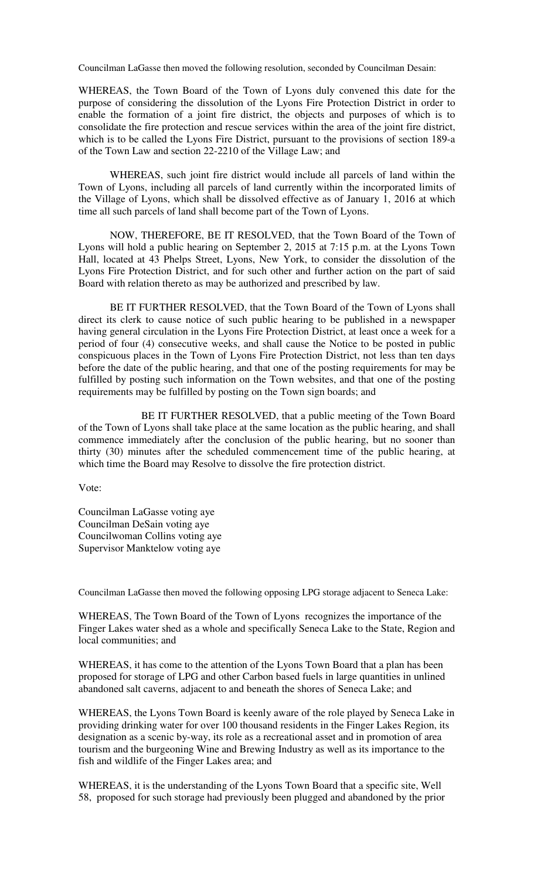Councilman LaGasse then moved the following resolution, seconded by Councilman Desain:

WHEREAS, the Town Board of the Town of Lyons duly convened this date for the purpose of considering the dissolution of the Lyons Fire Protection District in order to enable the formation of a joint fire district, the objects and purposes of which is to consolidate the fire protection and rescue services within the area of the joint fire district, which is to be called the Lyons Fire District, pursuant to the provisions of section 189-a of the Town Law and section 22-2210 of the Village Law; and

WHEREAS, such joint fire district would include all parcels of land within the Town of Lyons, including all parcels of land currently within the incorporated limits of the Village of Lyons, which shall be dissolved effective as of January 1, 2016 at which time all such parcels of land shall become part of the Town of Lyons.

NOW, THEREFORE, BE IT RESOLVED, that the Town Board of the Town of Lyons will hold a public hearing on September 2, 2015 at 7:15 p.m. at the Lyons Town Hall, located at 43 Phelps Street, Lyons, New York, to consider the dissolution of the Lyons Fire Protection District, and for such other and further action on the part of said Board with relation thereto as may be authorized and prescribed by law.

BE IT FURTHER RESOLVED, that the Town Board of the Town of Lyons shall direct its clerk to cause notice of such public hearing to be published in a newspaper having general circulation in the Lyons Fire Protection District, at least once a week for a period of four (4) consecutive weeks, and shall cause the Notice to be posted in public conspicuous places in the Town of Lyons Fire Protection District, not less than ten days before the date of the public hearing, and that one of the posting requirements for may be fulfilled by posting such information on the Town websites, and that one of the posting requirements may be fulfilled by posting on the Town sign boards; and

BE IT FURTHER RESOLVED, that a public meeting of the Town Board of the Town of Lyons shall take place at the same location as the public hearing, and shall commence immediately after the conclusion of the public hearing, but no sooner than thirty (30) minutes after the scheduled commencement time of the public hearing, at which time the Board may Resolve to dissolve the fire protection district.

Vote:

Councilman LaGasse voting aye
Councilman DeSain voting aye
Councilwoman Collins voting aye
Supervisor Manktelow voting aye

Councilman LaGasse then moved the following opposing LPG storage adjacent to Seneca Lake:

WHEREAS, The Town Board of the Town of Lyons recognizes the importance of the Finger Lakes water shed as a whole and specifically Seneca Lake to the State, Region and local communities; and

WHEREAS, it has come to the attention of the Lyons Town Board that a plan has been proposed for storage of LPG and other Carbon based fuels in large quantities in unlined abandoned salt caverns, adjacent to and beneath the shores of Seneca Lake; and

WHEREAS, the Lyons Town Board is keenly aware of the role played by Seneca Lake in providing drinking water for over 100 thousand residents in the Finger Lakes Region, its designation as a scenic by-way, its role as a recreational asset and in promotion of area tourism and the burgeoning Wine and Brewing Industry as well as its importance to the fish and wildlife of the Finger Lakes area; and

WHEREAS, it is the understanding of the Lyons Town Board that a specific site, Well 58, proposed for such storage had previously been plugged and abandoned by the prior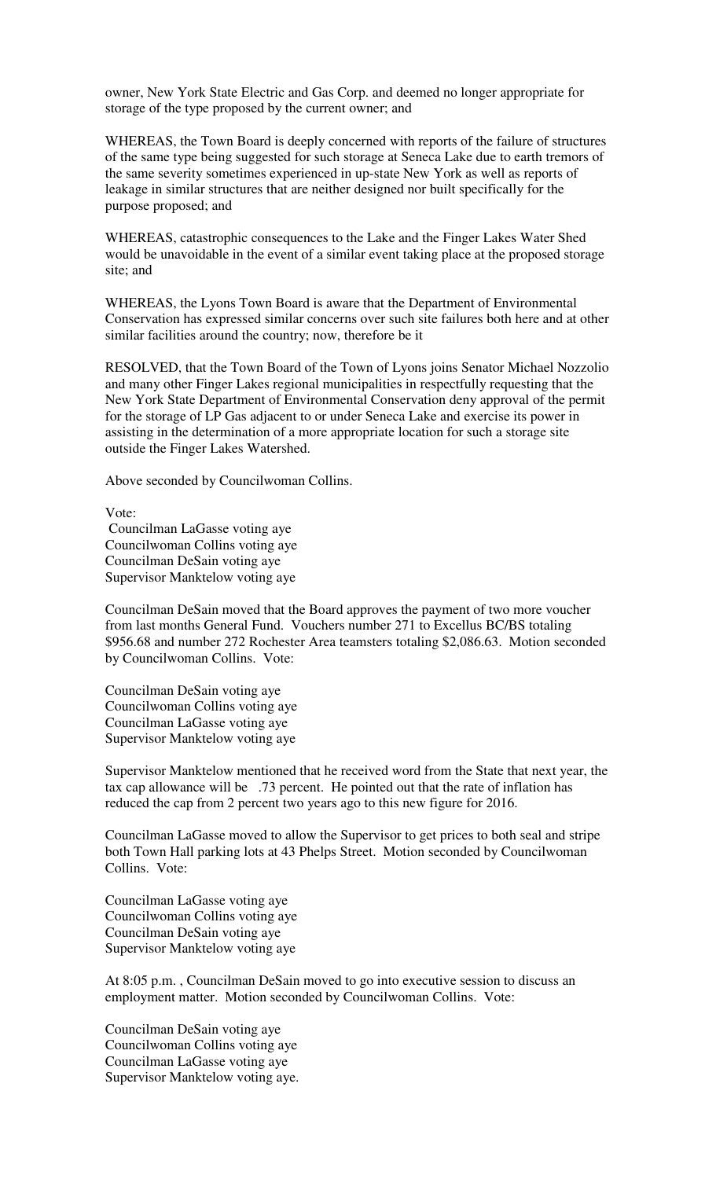owner, New York State Electric and Gas Corp. and deemed no longer appropriate for storage of the type proposed by the current owner; and

WHEREAS, the Town Board is deeply concerned with reports of the failure of structures of the same type being suggested for such storage at Seneca Lake due to earth tremors of the same severity sometimes experienced in up-state New York as well as reports of leakage in similar structures that are neither designed nor built specifically for the purpose proposed; and

WHEREAS, catastrophic consequences to the Lake and the Finger Lakes Water Shed would be unavoidable in the event of a similar event taking place at the proposed storage site; and

WHEREAS, the Lyons Town Board is aware that the Department of Environmental Conservation has expressed similar concerns over such site failures both here and at other similar facilities around the country; now, therefore be it

RESOLVED, that the Town Board of the Town of Lyons joins Senator Michael Nozzolio and many other Finger Lakes regional municipalities in respectfully requesting that the New York State Department of Environmental Conservation deny approval of the permit for the storage of LP Gas adjacent to or under Seneca Lake and exercise its power in assisting in the determination of a more appropriate location for such a storage site outside the Finger Lakes Watershed.

Above seconded by Councilwoman Collins.

Vote:
Councilman LaGasse voting aye
Councilwoman Collins voting aye
Councilman DeSain voting aye
Supervisor Manktelow voting aye

Councilman DeSain moved that the Board approves the payment of two more voucher from last months General Fund. Vouchers number 271 to Excellus BC/BS totaling $956.68 and number 272 Rochester Area teamsters totaling $2,086.63. Motion seconded by Councilwoman Collins. Vote:

Councilman DeSain voting aye
Councilwoman Collins voting aye
Councilman LaGasse voting aye
Supervisor Manktelow voting aye

Supervisor Manktelow mentioned that he received word from the State that next year, the tax cap allowance will be .73 percent. He pointed out that the rate of inflation has reduced the cap from 2 percent two years ago to this new figure for 2016.

Councilman LaGasse moved to allow the Supervisor to get prices to both seal and stripe both Town Hall parking lots at 43 Phelps Street. Motion seconded by Councilwoman Collins. Vote:

Councilman LaGasse voting aye
Councilwoman Collins voting aye
Councilman DeSain voting aye
Supervisor Manktelow voting aye

At 8:05 p.m. , Councilman DeSain moved to go into executive session to discuss an employment matter. Motion seconded by Councilwoman Collins. Vote:

Councilman DeSain voting aye
Councilwoman Collins voting aye
Councilman LaGasse voting aye
Supervisor Manktelow voting aye.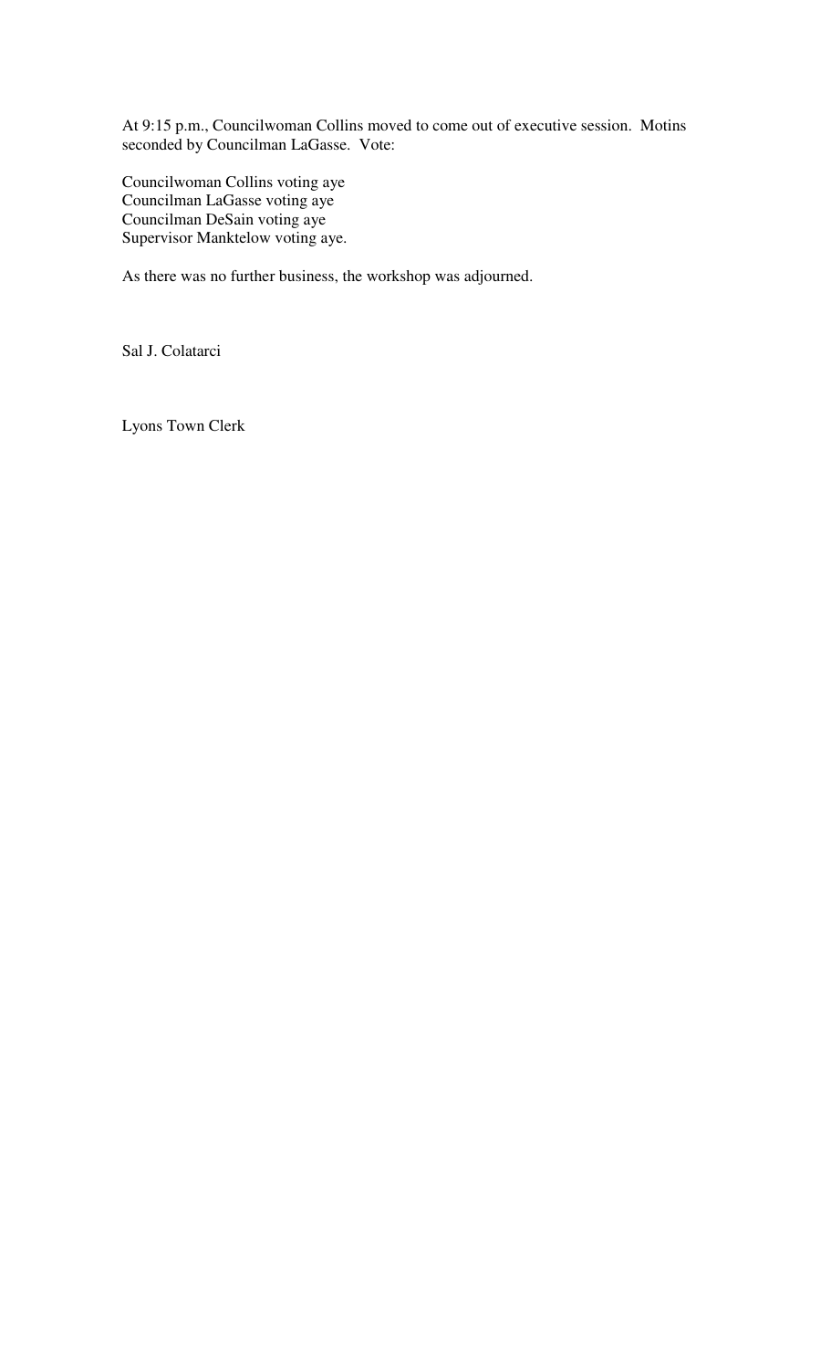At 9:15 p.m., Councilwoman Collins moved to come out of executive session. Motins seconded by Councilman LaGasse. Vote:

Councilwoman Collins voting aye
Councilman LaGasse voting aye
Councilman DeSain voting aye
Supervisor Manktelow voting aye.

As there was no further business, the workshop was adjourned.

Sal J. Colatarci

Lyons Town Clerk